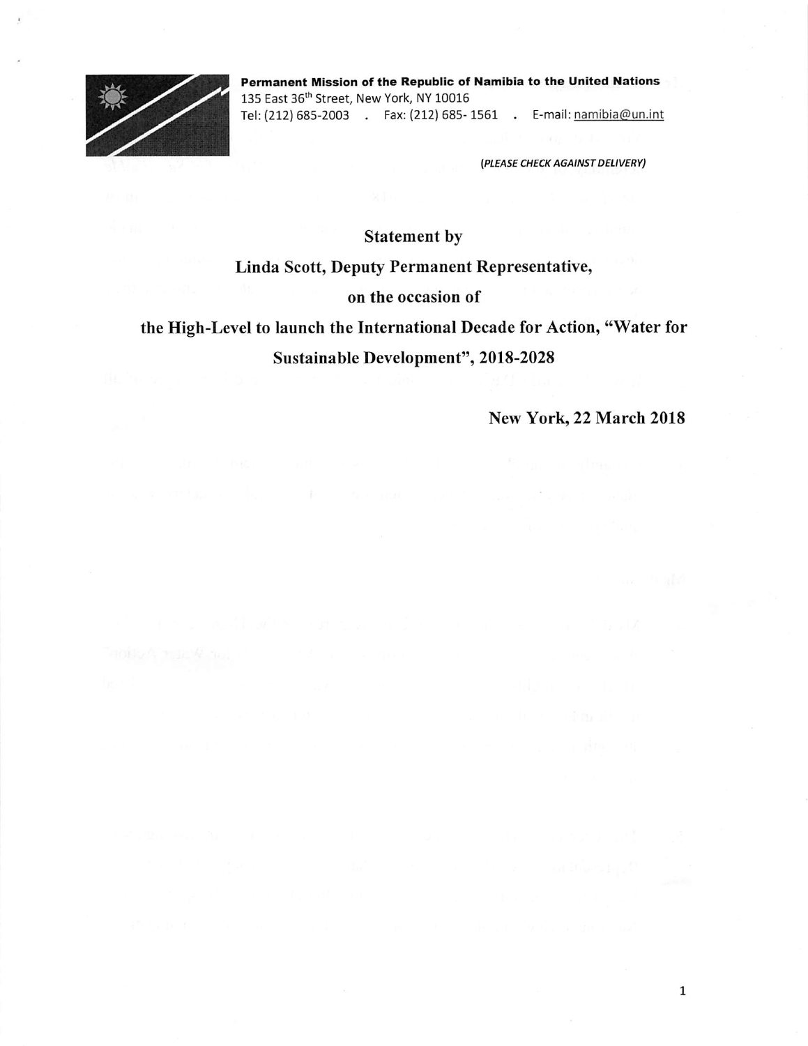**Permanent Mission of the Republic of Namibia to the United Nations**
135 East 36th Street, New York, NY 10016
Tel: (212) 685-2003 . Fax: (212) 685- 1561 . E-mail: namibia@un.int

***(PLEASE CHECK AGAINST DELIVERY)***

**Statement by**

**Linda Scott, Deputy Permanent Representative,**

**on the occasion of**

**the High-Level to launch the International Decade for Action, "Water for Sustainable Development", 2018-2028**

**New York, 22 March 2018**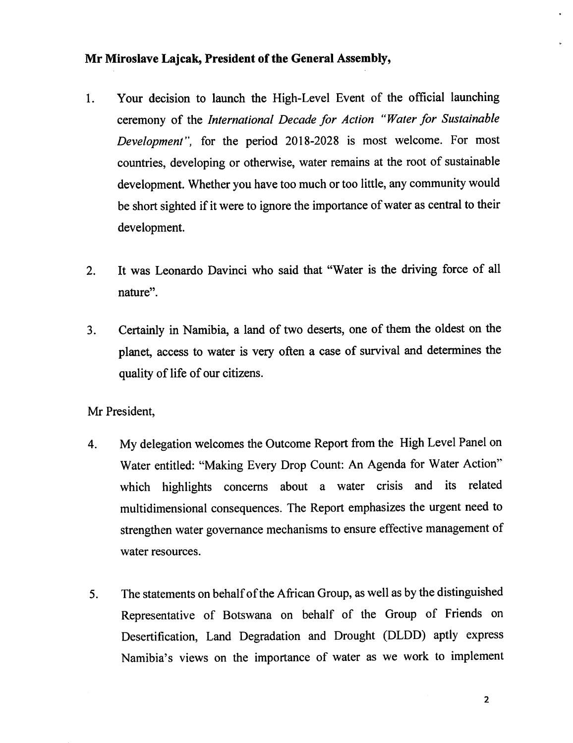**Mr Miroslave Lajcak, President of the General Assembly,**

1. Your decision to launch the High-Level Event of the official launching ceremony of the *International Decade for Action "Water for Sustainable Development"*, for the period 2018-2028 is most welcome. For most countries, developing or otherwise, water remains at the root of sustainable development. Whether you have too much or too little, any community would be short sighted if it were to ignore the importance of water as central to their development.

2. It was Leonardo Davinci who said that "Water is the driving force of all nature".

3. Certainly in Namibia, a land of two deserts, one of them the oldest on the planet, access to water is very often a case of survival and determines the quality of life of our citizens.

Mr President,

4. My delegation welcomes the Outcome Report from the High Level Panel on Water entitled: "Making Every Drop Count: An Agenda for Water Action" which highlights concerns about a water crisis and its related multidimensional consequences. The Report emphasizes the urgent need to strengthen water governance mechanisms to ensure effective management of water resources.

5. The statements on behalf of the African Group, as well as by the distinguished Representative of Botswana on behalf of the Group of Friends on Desertification, Land Degradation and Drought (DLDD) aptly express Namibia's views on the importance of water as we work to implement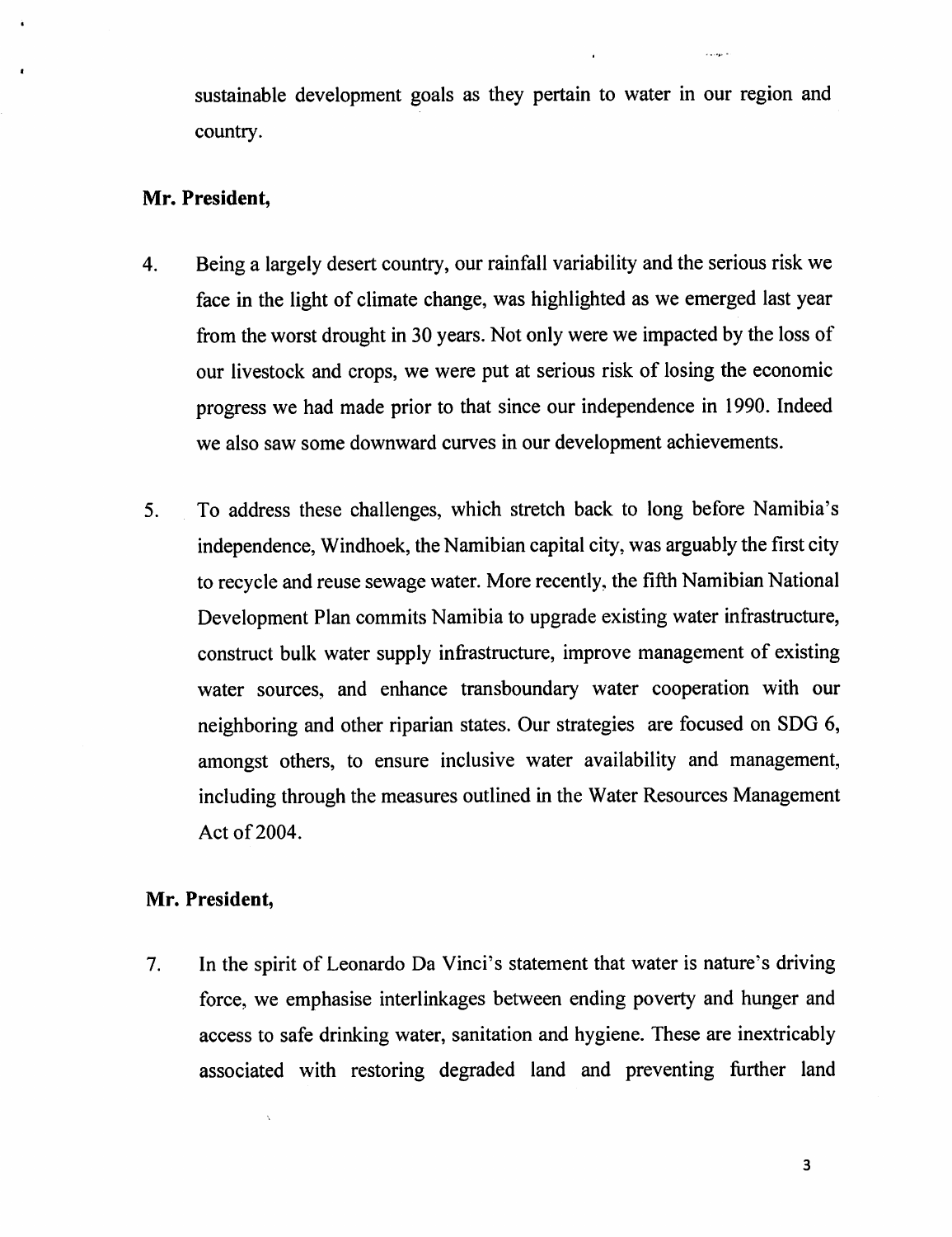sustainable development goals as they pertain to water in our region and country.

**Mr. President,**

4. Being a largely desert country, our rainfall variability and the serious risk we face in the light of climate change, was highlighted as we emerged last year from the worst drought in 30 years. Not only were we impacted by the loss of our livestock and crops, we were put at serious risk of losing the economic progress we had made prior to that since our independence in 1990. Indeed we also saw some downward curves in our development achievements.

5. To address these challenges, which stretch back to long before Namibia's independence, Windhoek, the Namibian capital city, was arguably the first city to recycle and reuse sewage water. More recently, the fifth Namibian National Development Plan commits Namibia to upgrade existing water infrastructure, construct bulk water supply infrastructure, improve management of existing water sources, and enhance transboundary water cooperation with our neighboring and other riparian states. Our strategies are focused on SDG 6, amongst others, to ensure inclusive water availability and management, including through the measures outlined in the Water Resources Management Act of 2004.

**Mr. President,**

7. In the spirit of Leonardo Da Vinci's statement that water is nature's driving force, we emphasise interlinkages between ending poverty and hunger and access to safe drinking water, sanitation and hygiene. These are inextricably associated with restoring degraded land and preventing further land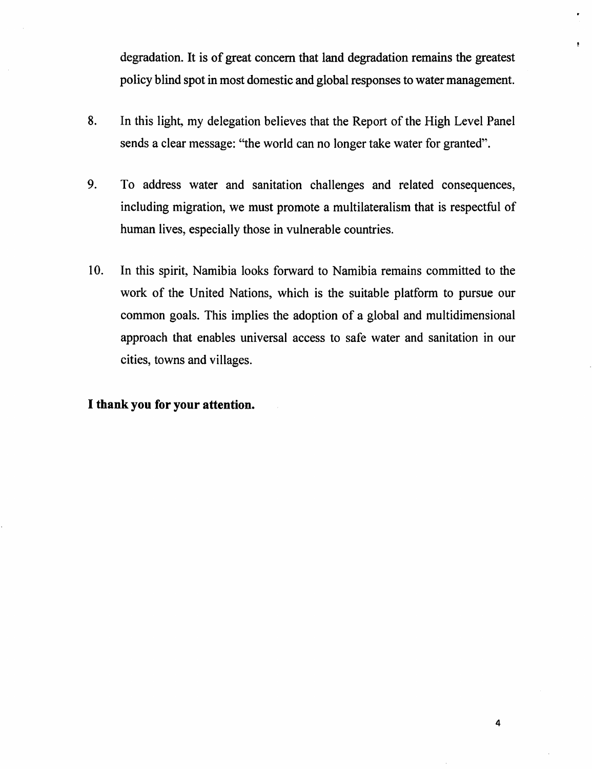degradation. It is of great concern that land degradation remains the greatest policy blind spot in most domestic and global responses to water management.

8. In this light, my delegation believes that the Report of the High Level Panel sends a clear message: "the world can no longer take water for granted".

9. To address water and sanitation challenges and related consequences, including migration, we must promote a multilateralism that is respectful of human lives, especially those in vulnerable countries.

10. In this spirit, Namibia looks forward to Namibia remains committed to the work of the United Nations, which is the suitable platform to pursue our common goals. This implies the adoption of a global and multidimensional approach that enables universal access to safe water and sanitation in our cities, towns and villages.

**I thank you for your attention.**